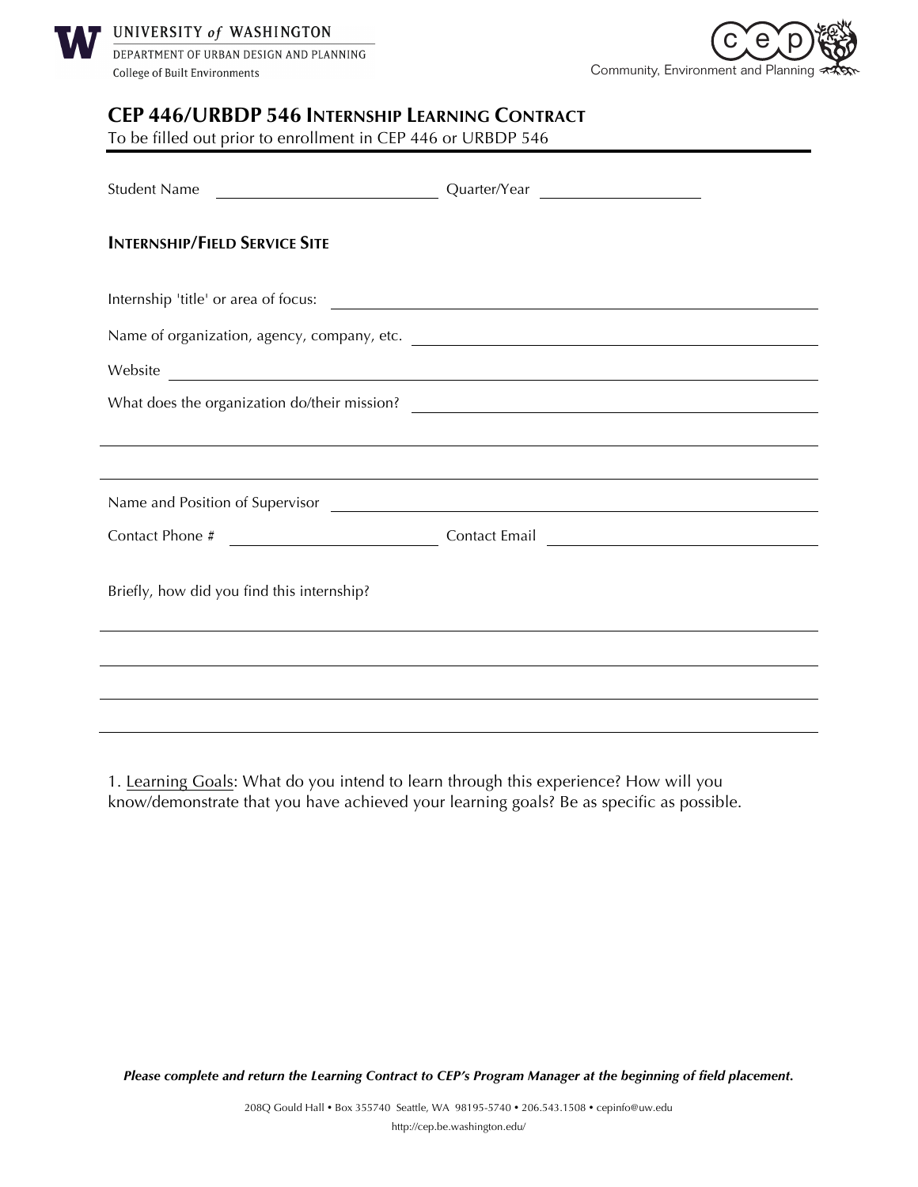UNIVERSITY of WASHINGTON
DEPARTMENT OF URBAN DESIGN AND PLANNING
College of Built Environments

cep
Community, Environment and Planning

# CEP 446/URBDP 546 Internship Learning Contract

To be filled out prior to enrollment in CEP 446 or URBDP 546

Student Name ______________________ Quarter/Year ________________

## Internship/Field Service Site

Internship 'title' or area of focus: ______________________

Name of organization, agency, company, etc. ______________________

Website ______________________

What does the organization do/their mission? ______________________

______________________

______________________

Name and Position of Supervisor ______________________

Contact Phone # ______________________ Contact Email ______________________

Briefly, how did you find this internship?

______________________

______________________

______________________

______________________

1. Learning Goals: What do you intend to learn through this experience? How will you know/demonstrate that you have achieved your learning goals? Be as specific as possible.

***Please complete and return the Learning Contract to CEP's Program Manager at the beginning of field placement.***

208Q Gould Hall • Box 355740 Seattle, WA 98195-5740 • 206.543.1508 • cepinfo@uw.edu
http://cep.be.washington.edu/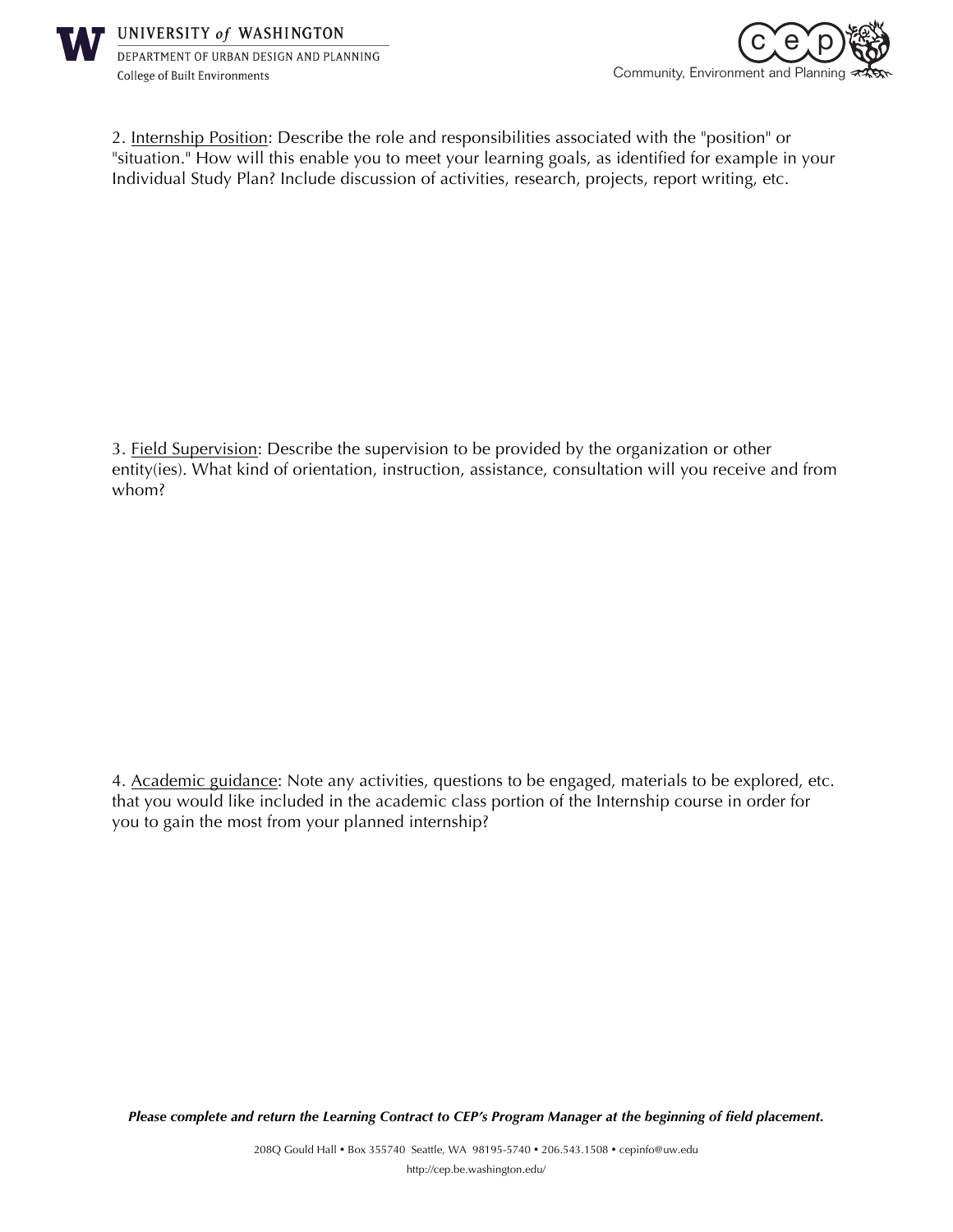2. <u>Internship Position</u>: Describe the role and responsibilities associated with the "position" or "situation." How will this enable you to meet your learning goals, as identified for example in your Individual Study Plan? Include discussion of activities, research, projects, report writing, etc.

3. <u>Field Supervision</u>: Describe the supervision to be provided by the organization or other entity(ies). What kind of orientation, instruction, assistance, consultation will you receive and from whom?

4. <u>Academic guidance</u>: Note any activities, questions to be engaged, materials to be explored, etc. that you would like included in the academic class portion of the Internship course in order for you to gain the most from your planned internship?

***Please complete and return the Learning Contract to CEP's Program Manager at the beginning of field placement.***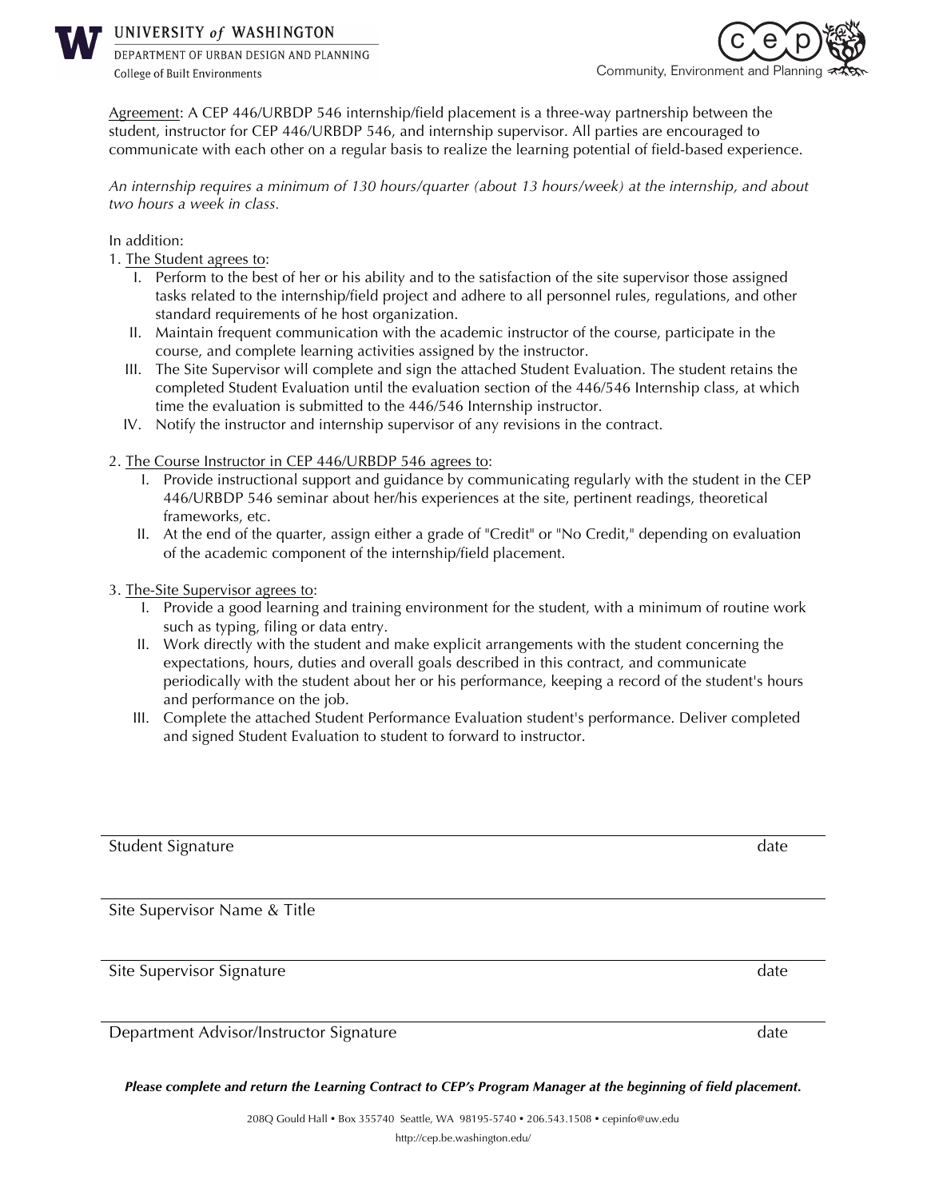<u>Agreement</u>: A CEP 446/URBDP 546 internship/field placement is a three-way partnership between the student, instructor for CEP 446/URBDP 546, and internship supervisor. All parties are encouraged to communicate with each other on a regular basis to realize the learning potential of field-based experience.

*An internship requires a minimum of 130 hours/quarter (about 13 hours/week) at the internship, and about two hours a week in class.*

In addition:

1. <u>The Student agrees to</u>:
   I. Perform to the best of her or his ability and to the satisfaction of the site supervisor those assigned tasks related to the internship/field project and adhere to all personnel rules, regulations, and other standard requirements of he host organization.
   II. Maintain frequent communication with the academic instructor of the course, participate in the course, and complete learning activities assigned by the instructor.
   III. The Site Supervisor will complete and sign the attached Student Evaluation. The student retains the completed Student Evaluation until the evaluation section of the 446/546 Internship class, at which time the evaluation is submitted to the 446/546 Internship instructor.
   IV. Notify the instructor and internship supervisor of any revisions in the contract.

2. <u>The Course Instructor in CEP 446/URBDP 546 agrees to</u>:
   I. Provide instructional support and guidance by communicating regularly with the student in the CEP 446/URBDP 546 seminar about her/his experiences at the site, pertinent readings, theoretical frameworks, etc.
   II. At the end of the quarter, assign either a grade of "Credit" or "No Credit," depending on evaluation of the academic component of the internship/field placement.

3. <u>The-Site Supervisor agrees to</u>:
   I. Provide a good learning and training environment for the student, with a minimum of routine work such as typing, filing or data entry.
   II. Work directly with the student and make explicit arrangements with the student concerning the expectations, hours, duties and overall goals described in this contract, and communicate periodically with the student about her or his performance, keeping a record of the student's hours and performance on the job.
   III. Complete the attached Student Performance Evaluation student's performance. Deliver completed and signed Student Evaluation to student to forward to instructor.

---

Student Signature                                                                                                    date

---

Site Supervisor Name & Title

---

Site Supervisor Signature                                                                                                    date

---

Department Advisor/Instructor Signature                                                                                                    date

***Please complete and return the Learning Contract to CEP's Program Manager at the beginning of field placement.***

208Q Gould Hall • Box 355740 Seattle, WA 98195-5740 • 206.543.1508 • cepinfo@uw.edu

http://cep.be.washington.edu/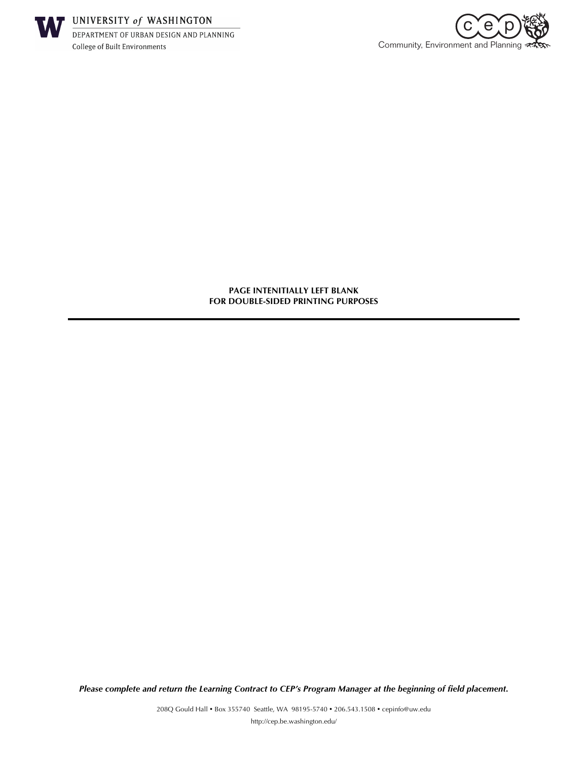**PAGE INTENITIALLY LEFT BLANK**
**FOR DOUBLE-SIDED PRINTING PURPOSES**

---

***Please complete and return the Learning Contract to CEP's Program Manager at the beginning of field placement.***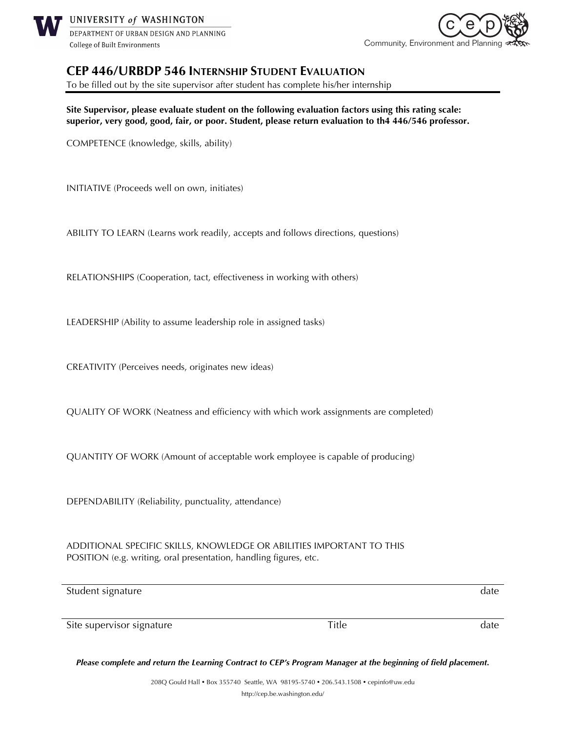UNIVERSITY of WASHINGTON
DEPARTMENT OF URBAN DESIGN AND PLANNING
College of Built Environments

cep
Community, Environment and Planning

# CEP 446/URBDP 546 INTERNSHIP STUDENT EVALUATION

To be filled out by the site supervisor after student has complete his/her internship

**Site Supervisor, please evaluate student on the following evaluation factors using this rating scale: superior, very good, good, fair, or poor. Student, please return evaluation to th4 446/546 professor.**

COMPETENCE (knowledge, skills, ability)

INITIATIVE (Proceeds well on own, initiates)

ABILITY TO LEARN (Learns work readily, accepts and follows directions, questions)

RELATIONSHIPS (Cooperation, tact, effectiveness in working with others)

LEADERSHIP (Ability to assume leadership role in assigned tasks)

CREATIVITY (Perceives needs, originates new ideas)

QUALITY OF WORK (Neatness and efficiency with which work assignments are completed)

QUANTITY OF WORK (Amount of acceptable work employee is capable of producing)

DEPENDABILITY (Reliability, punctuality, attendance)

ADDITIONAL SPECIFIC SKILLS, KNOWLEDGE OR ABILITIES IMPORTANT TO THIS POSITION (e.g. writing, oral presentation, handling figures, etc.

Student signature date

Site supervisor signature Title date

***Please complete and return the Learning Contract to CEP's Program Manager at the beginning of field placement.***

208Q Gould Hall • Box 355740 Seattle, WA 98195-5740 • 206.543.1508 • cepinfo@uw.edu
http://cep.be.washington.edu/